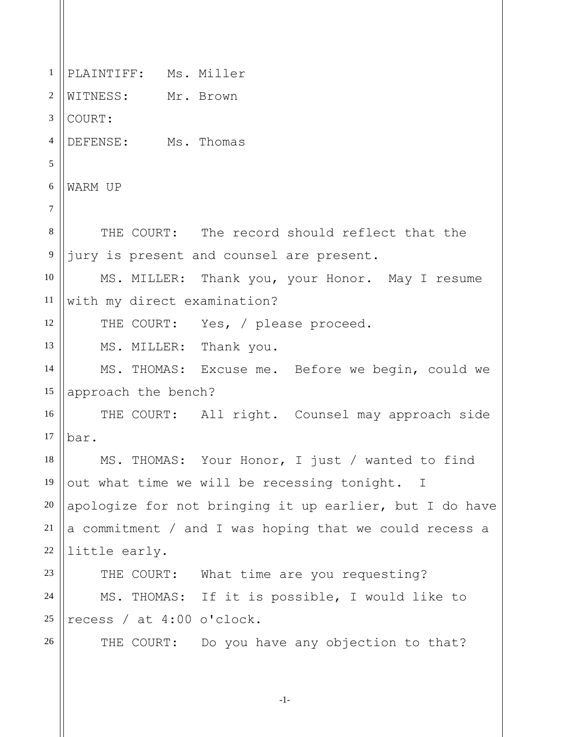PLAINTIFF: Ms. Miller
WITNESS: Mr. Brown
COURT:
DEFENSE: Ms. Thomas

WARM UP

THE COURT: The record should reflect that the jury is present and counsel are present.

MS. MILLER: Thank you, your Honor. May I resume with my direct examination?

THE COURT: Yes, / please proceed.

MS. MILLER: Thank you.

MS. THOMAS: Excuse me. Before we begin, could we approach the bench?

THE COURT: All right. Counsel may approach side bar.

MS. THOMAS: Your Honor, I just / wanted to find out what time we will be recessing tonight. I apologize for not bringing it up earlier, but I do have a commitment / and I was hoping that we could recess a little early.

THE COURT: What time are you requesting?

MS. THOMAS: If it is possible, I would like to recess / at 4:00 o'clock.

THE COURT: Do you have any objection to that?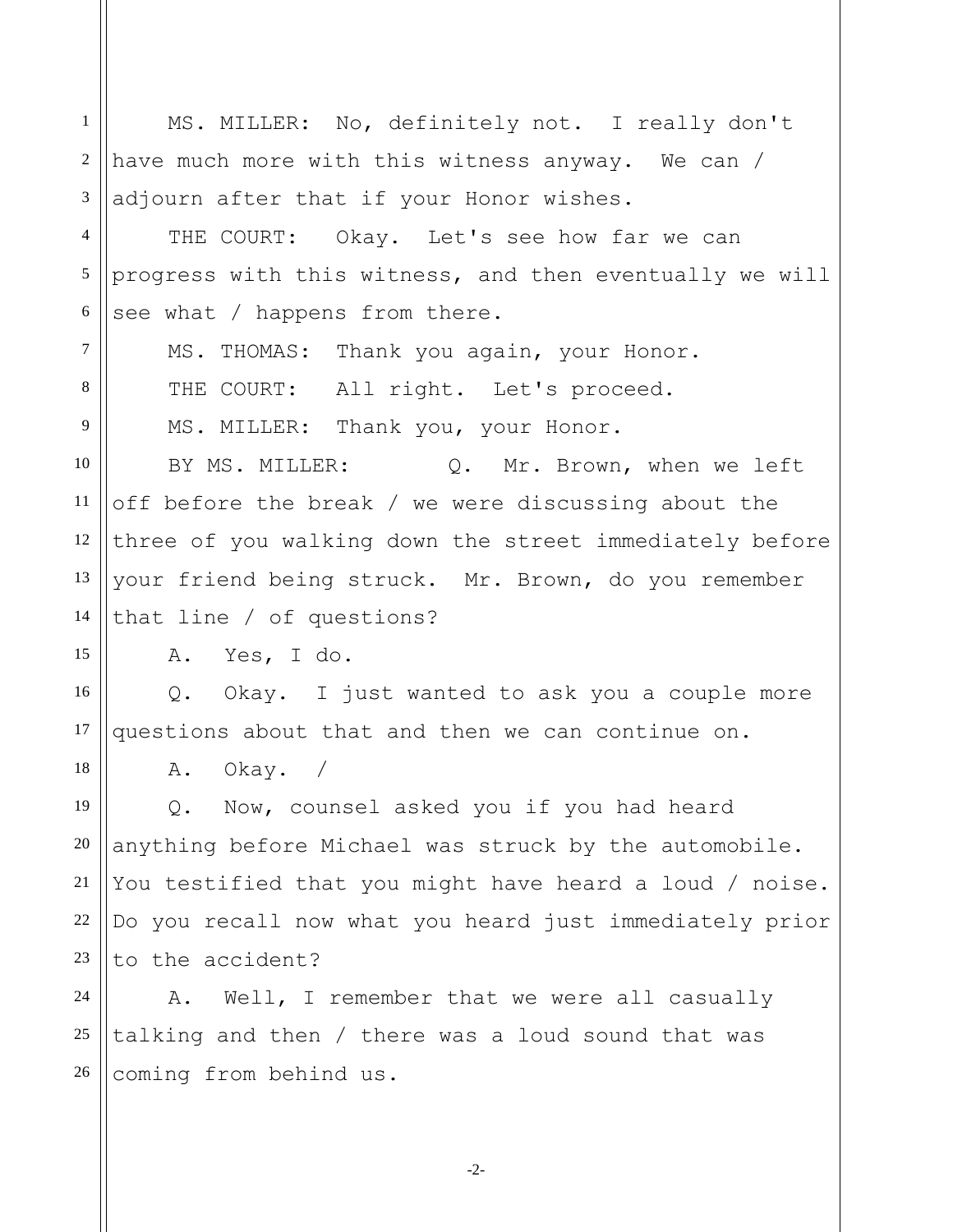MS. MILLER: No, definitely not. I really don't have much more with this witness anyway. We can / adjourn after that if your Honor wishes.

THE COURT: Okay. Let's see how far we can progress with this witness, and then eventually we will see what / happens from there.

MS. THOMAS: Thank you again, your Honor.

THE COURT: All right. Let's proceed.

MS. MILLER: Thank you, your Honor.

BY MS. MILLER: Q. Mr. Brown, when we left off before the break / we were discussing about the three of you walking down the street immediately before your friend being struck. Mr. Brown, do you remember that line / of questions?

A. Yes, I do.

Q. Okay. I just wanted to ask you a couple more questions about that and then we can continue on.

A. Okay. /

Q. Now, counsel asked you if you had heard anything before Michael was struck by the automobile. You testified that you might have heard a loud / noise. Do you recall now what you heard just immediately prior to the accident?

A. Well, I remember that we were all casually talking and then / there was a loud sound that was coming from behind us.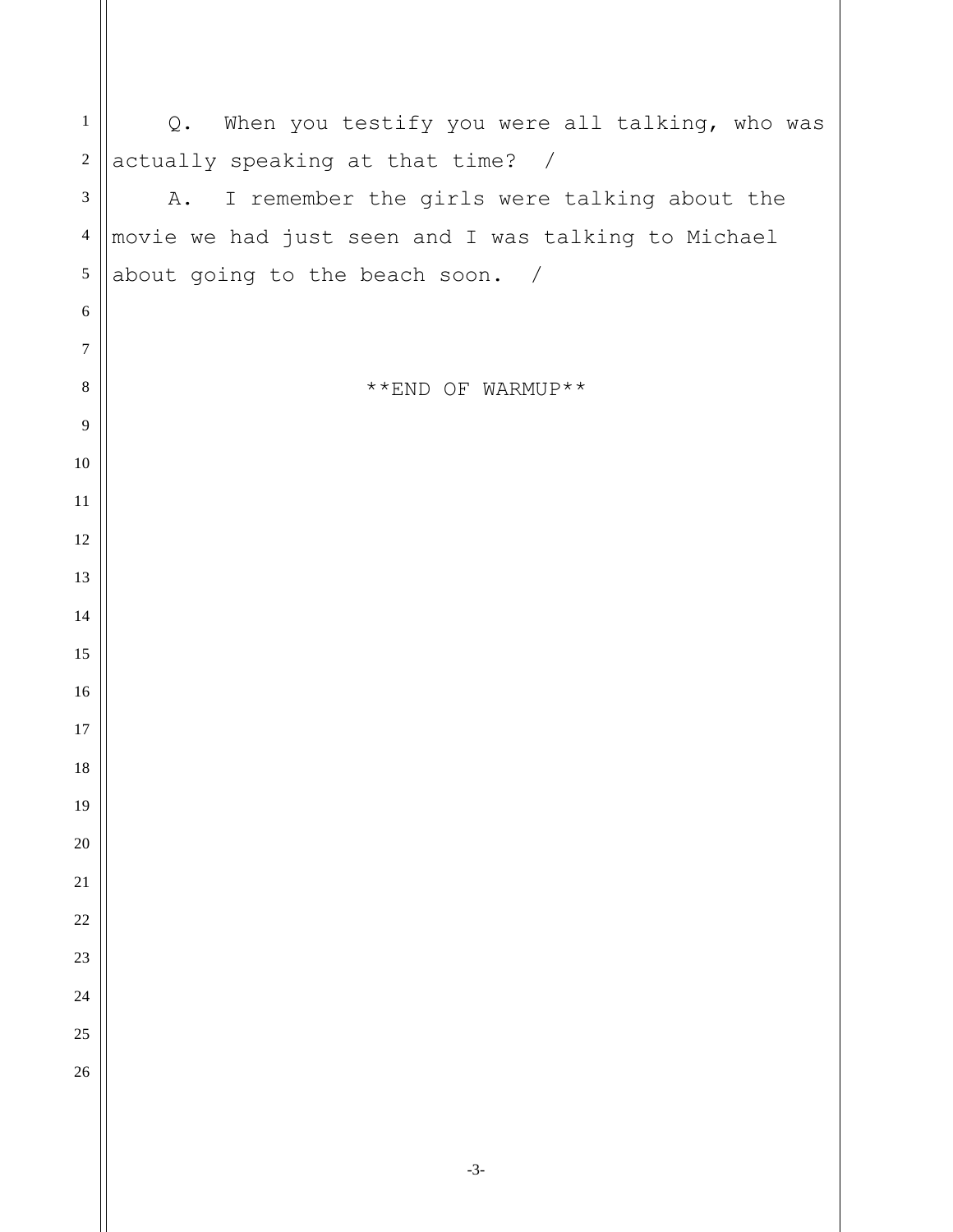Q. When you testify you were all talking, who was actually speaking at that time? /

A. I remember the girls were talking about the movie we had just seen and I was talking to Michael about going to the beach soon. /

**END OF WARMUP**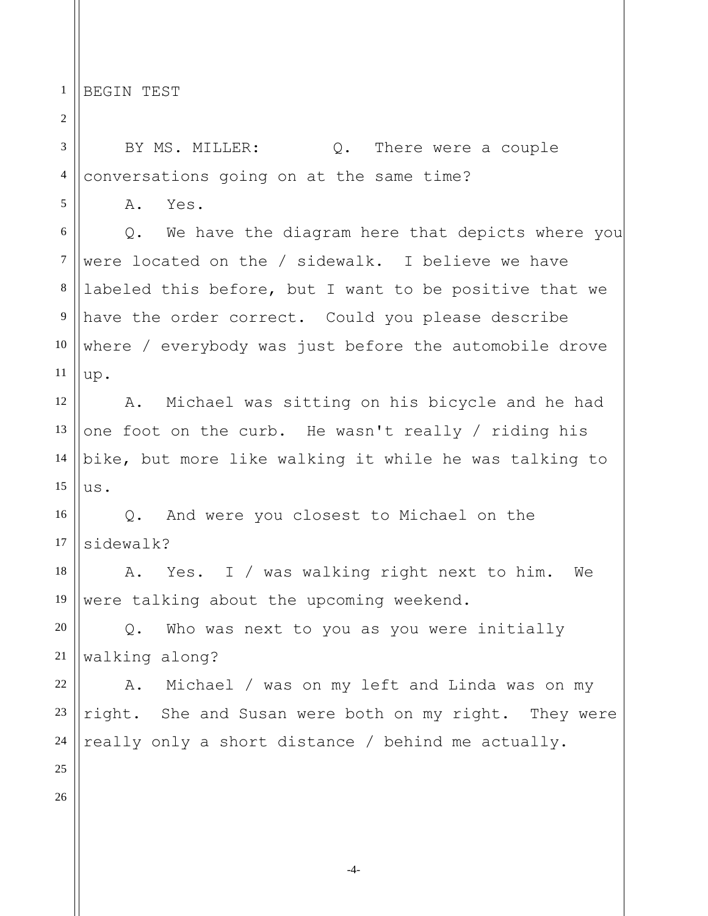BEGIN TEST

BY MS. MILLER: Q. There were a couple conversations going on at the same time?

A. Yes.

Q. We have the diagram here that depicts where you were located on the / sidewalk. I believe we have labeled this before, but I want to be positive that we have the order correct. Could you please describe where / everybody was just before the automobile drove up.

A. Michael was sitting on his bicycle and he had one foot on the curb. He wasn't really / riding his bike, but more like walking it while he was talking to us.

Q. And were you closest to Michael on the sidewalk?

A. Yes. I / was walking right next to him. We were talking about the upcoming weekend.

Q. Who was next to you as you were initially walking along?

A. Michael / was on my left and Linda was on my right. She and Susan were both on my right. They were really only a short distance / behind me actually.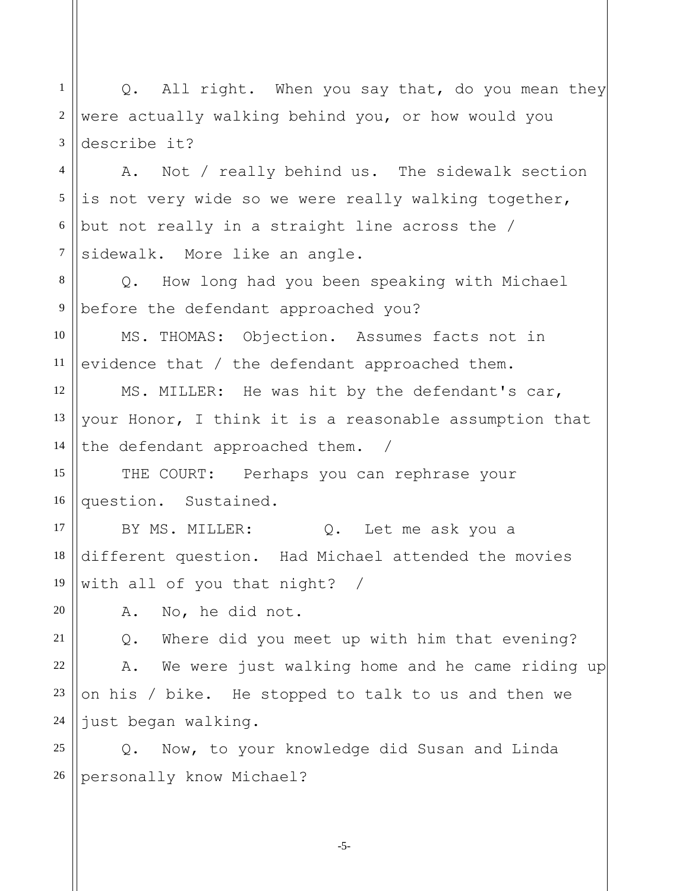Q. All right. When you say that, do you mean they were actually walking behind you, or how would you describe it?

A. Not / really behind us. The sidewalk section is not very wide so we were really walking together, but not really in a straight line across the / sidewalk. More like an angle.

Q. How long had you been speaking with Michael before the defendant approached you?

MS. THOMAS: Objection. Assumes facts not in evidence that / the defendant approached them.

MS. MILLER: He was hit by the defendant's car, your Honor, I think it is a reasonable assumption that the defendant approached them. /

THE COURT: Perhaps you can rephrase your question. Sustained.

BY MS. MILLER: Q. Let me ask you a different question. Had Michael attended the movies with all of you that night? /

A. No, he did not.

Q. Where did you meet up with him that evening?

A. We were just walking home and he came riding up on his / bike. He stopped to talk to us and then we just began walking.

Q. Now, to your knowledge did Susan and Linda personally know Michael?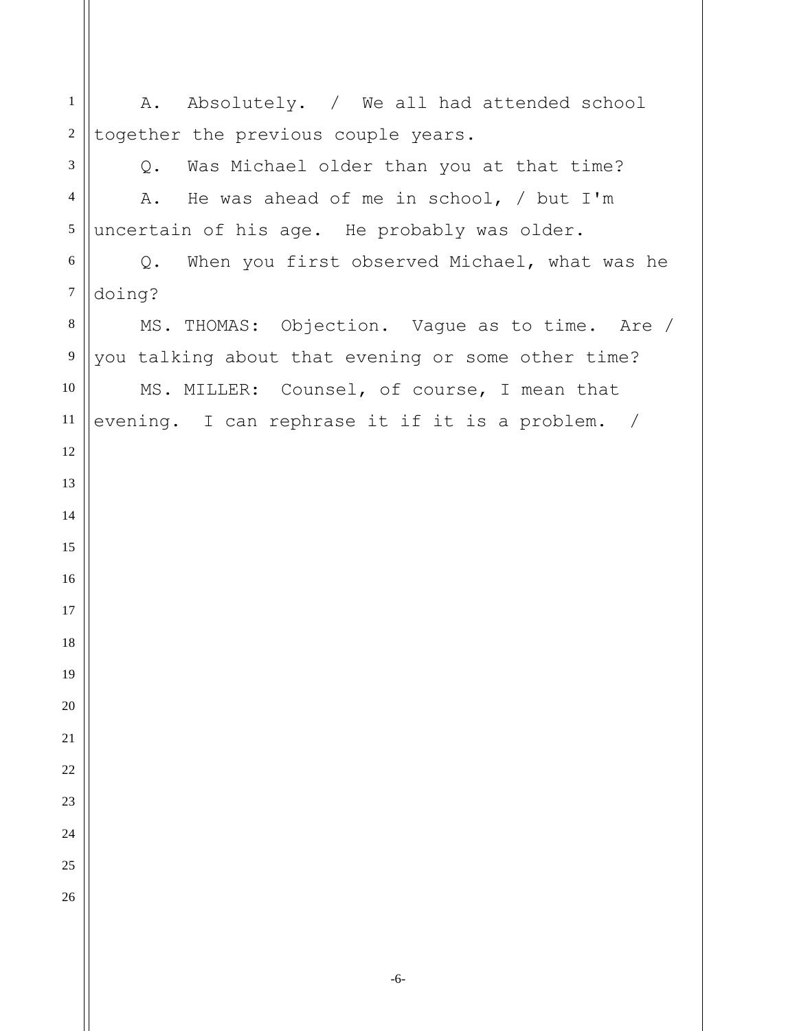A. Absolutely. / We all had attended school together the previous couple years.

Q. Was Michael older than you at that time?

A. He was ahead of me in school, / but I'm uncertain of his age. He probably was older.

Q. When you first observed Michael, what was he doing?

MS. THOMAS: Objection. Vague as to time. Are / you talking about that evening or some other time?

MS. MILLER: Counsel, of course, I mean that evening. I can rephrase it if it is a problem. /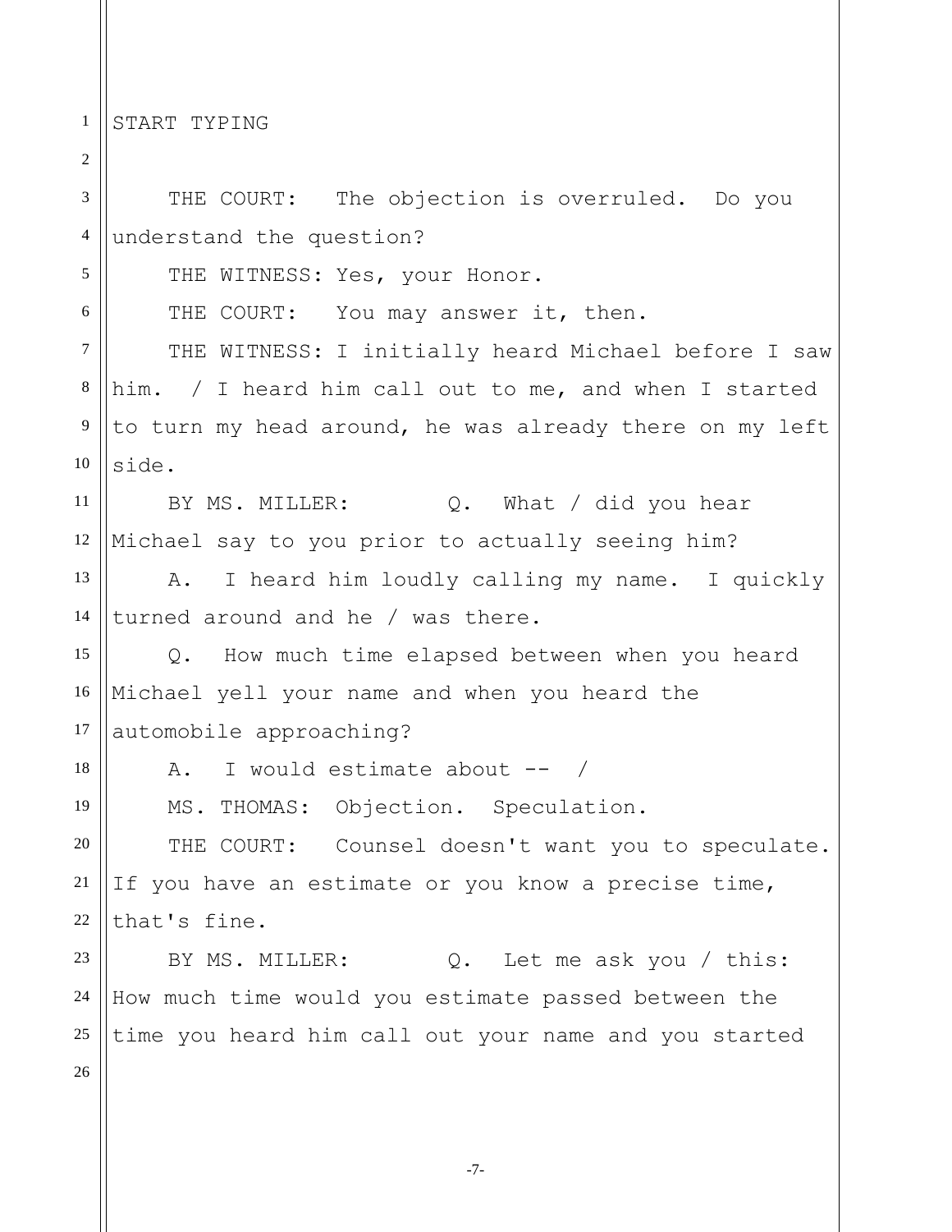START TYPING

THE COURT: The objection is overruled. Do you understand the question?

THE WITNESS: Yes, your Honor.

THE COURT: You may answer it, then.

THE WITNESS: I initially heard Michael before I saw him. / I heard him call out to me, and when I started to turn my head around, he was already there on my left side.

BY MS. MILLER: Q. What / did you hear Michael say to you prior to actually seeing him?

A. I heard him loudly calling my name. I quickly turned around and he / was there.

Q. How much time elapsed between when you heard Michael yell your name and when you heard the automobile approaching?

A. I would estimate about -- /

MS. THOMAS: Objection. Speculation.

THE COURT: Counsel doesn't want you to speculate. If you have an estimate or you know a precise time, that's fine.

BY MS. MILLER: Q. Let me ask you / this: How much time would you estimate passed between the time you heard him call out your name and you started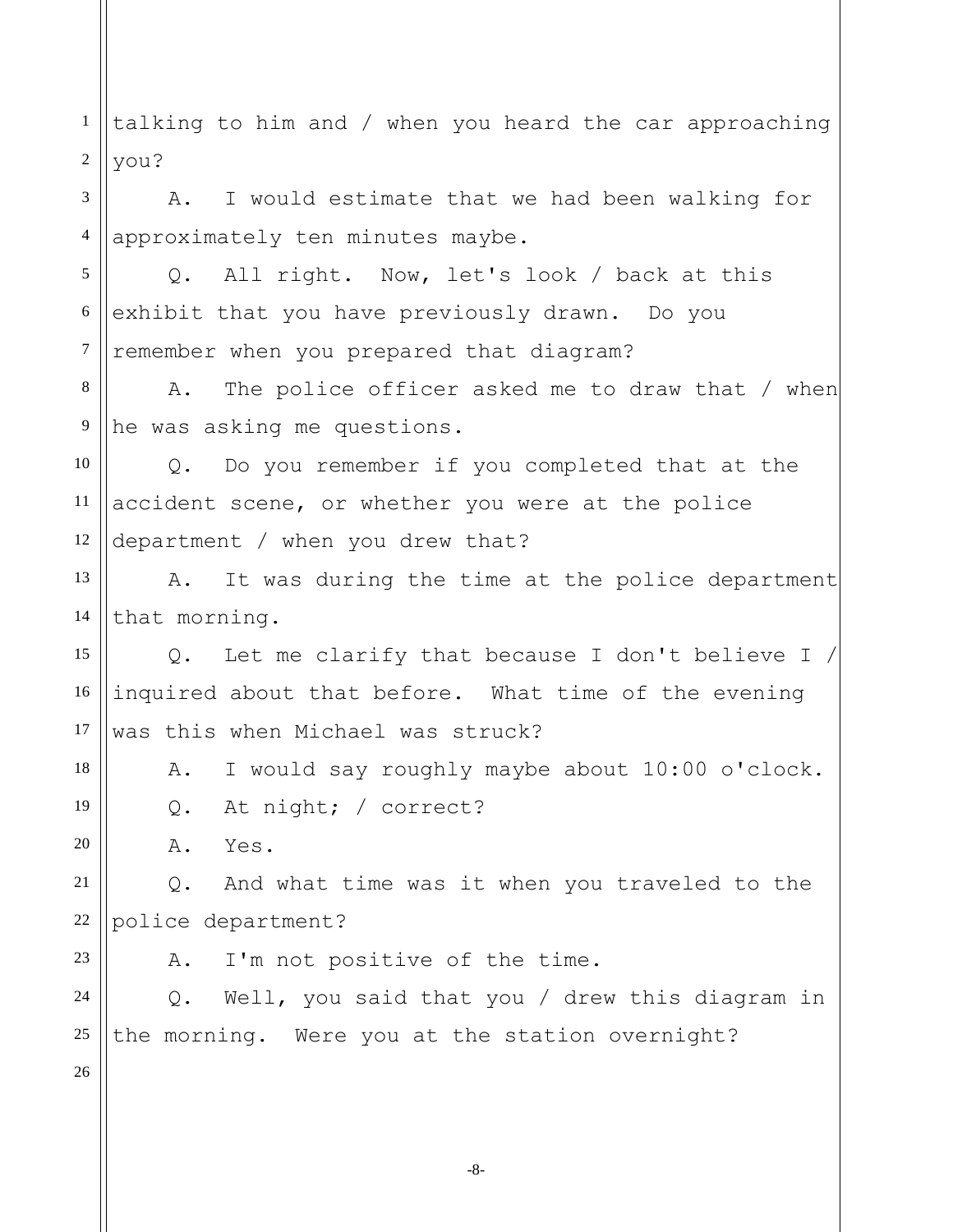talking to him and / when you heard the car approaching you?

A. I would estimate that we had been walking for approximately ten minutes maybe.

Q. All right. Now, let's look / back at this exhibit that you have previously drawn. Do you remember when you prepared that diagram?

A. The police officer asked me to draw that / when he was asking me questions.

Q. Do you remember if you completed that at the accident scene, or whether you were at the police department / when you drew that?

A. It was during the time at the police department that morning.

Q. Let me clarify that because I don't believe I / inquired about that before. What time of the evening was this when Michael was struck?

A. I would say roughly maybe about 10:00 o'clock.

Q. At night; / correct?

A. Yes.

Q. And what time was it when you traveled to the police department?

A. I'm not positive of the time.

Q. Well, you said that you / drew this diagram in the morning. Were you at the station overnight?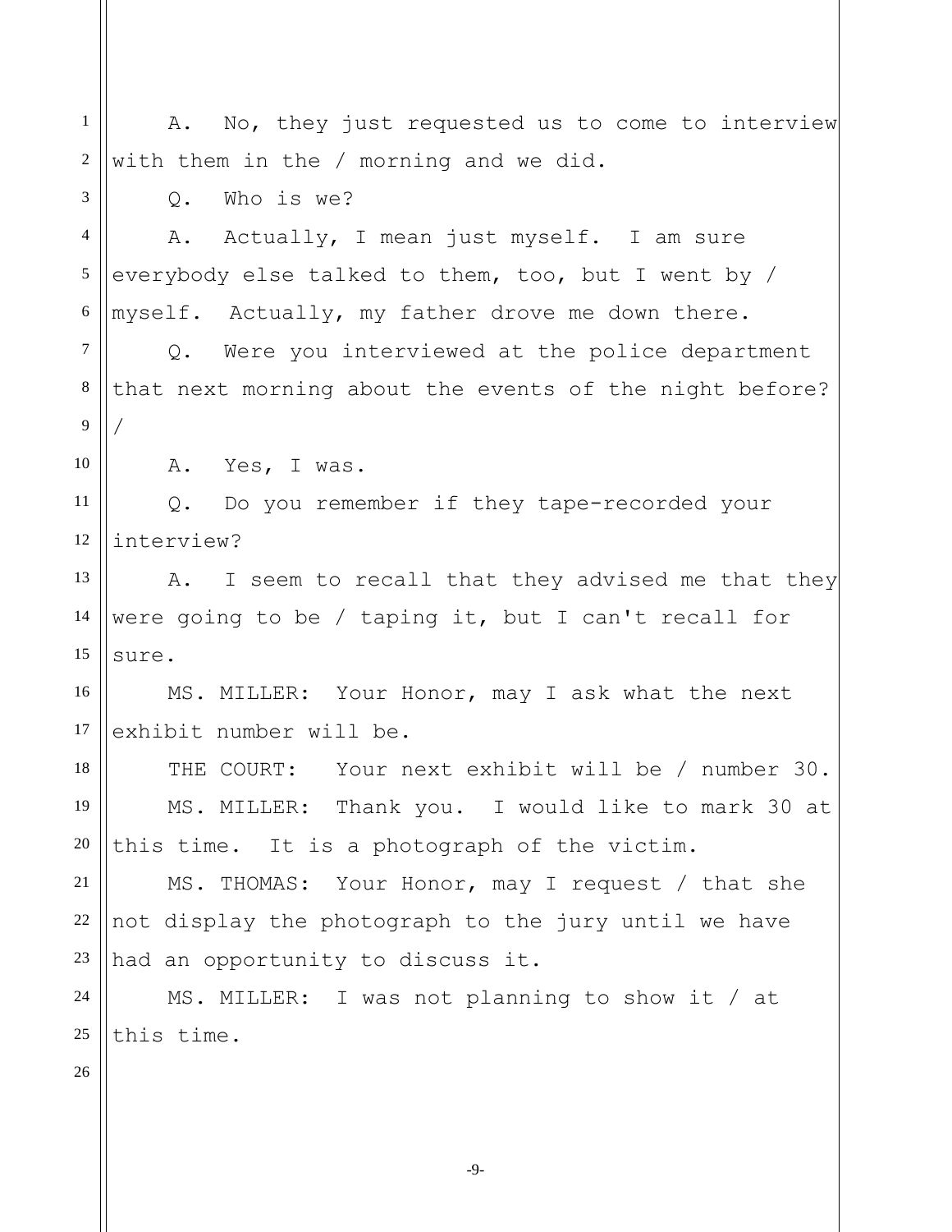A. No, they just requested us to come to interview with them in the / morning and we did.

Q. Who is we?

A. Actually, I mean just myself. I am sure everybody else talked to them, too, but I went by / myself. Actually, my father drove me down there.

Q. Were you interviewed at the police department that next morning about the events of the night before? /

A. Yes, I was.

Q. Do you remember if they tape-recorded your interview?

A. I seem to recall that they advised me that they were going to be / taping it, but I can't recall for sure.

MS. MILLER: Your Honor, may I ask what the next exhibit number will be.

THE COURT: Your next exhibit will be / number 30.

MS. MILLER: Thank you. I would like to mark 30 at this time. It is a photograph of the victim.

MS. THOMAS: Your Honor, may I request / that she not display the photograph to the jury until we have had an opportunity to discuss it.

MS. MILLER: I was not planning to show it / at this time.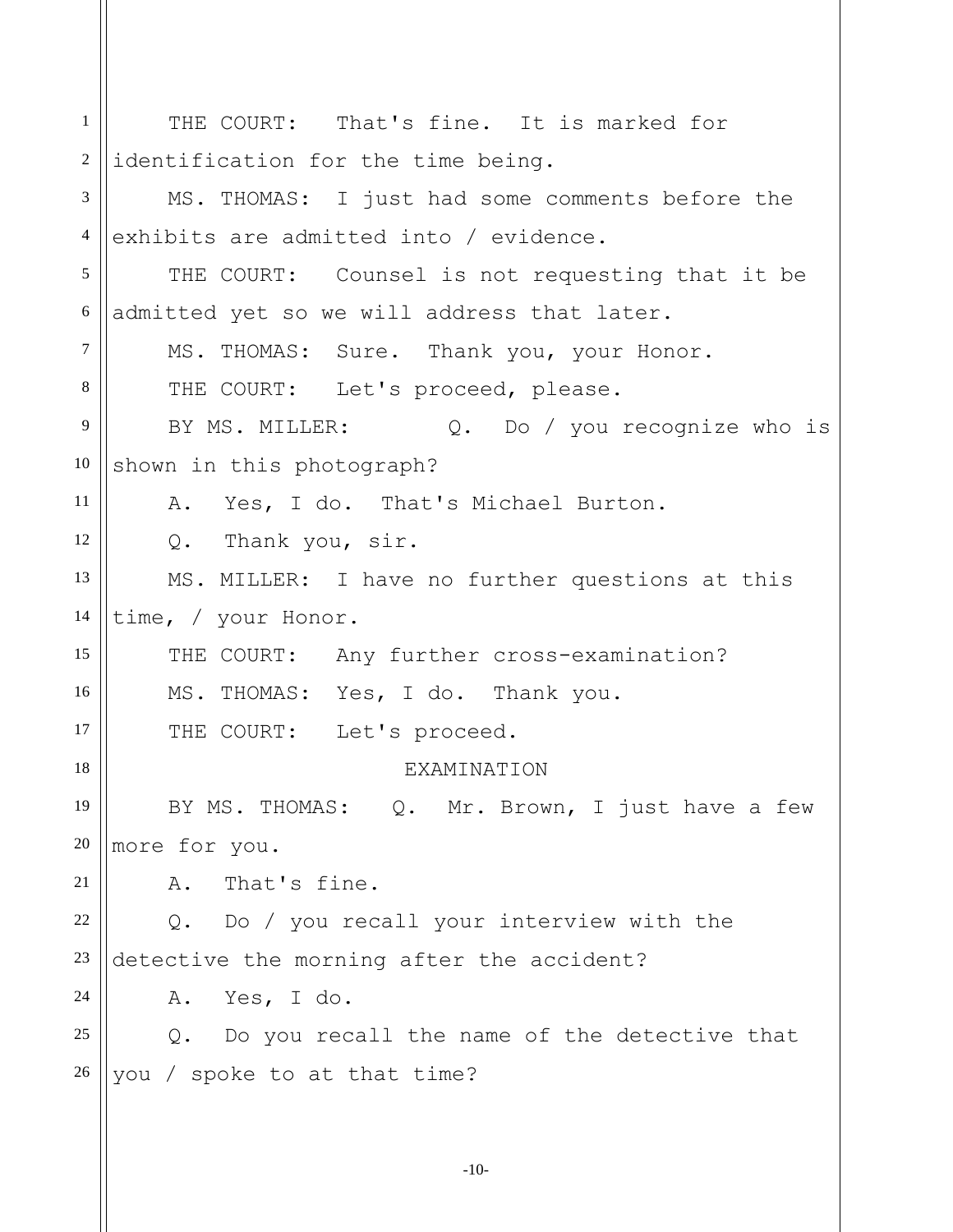THE COURT: That's fine. It is marked for identification for the time being.

MS. THOMAS: I just had some comments before the exhibits are admitted into / evidence.

THE COURT: Counsel is not requesting that it be admitted yet so we will address that later.

MS. THOMAS: Sure. Thank you, your Honor.

THE COURT: Let's proceed, please.

BY MS. MILLER: Q. Do / you recognize who is shown in this photograph?

A. Yes, I do. That's Michael Burton.

Q. Thank you, sir.

MS. MILLER: I have no further questions at this time, / your Honor.

THE COURT: Any further cross-examination?

MS. THOMAS: Yes, I do. Thank you.

THE COURT: Let's proceed.

EXAMINATION

BY MS. THOMAS: Q. Mr. Brown, I just have a few more for you.

A. That's fine.

Q. Do / you recall your interview with the detective the morning after the accident?

A. Yes, I do.

Q. Do you recall the name of the detective that you / spoke to at that time?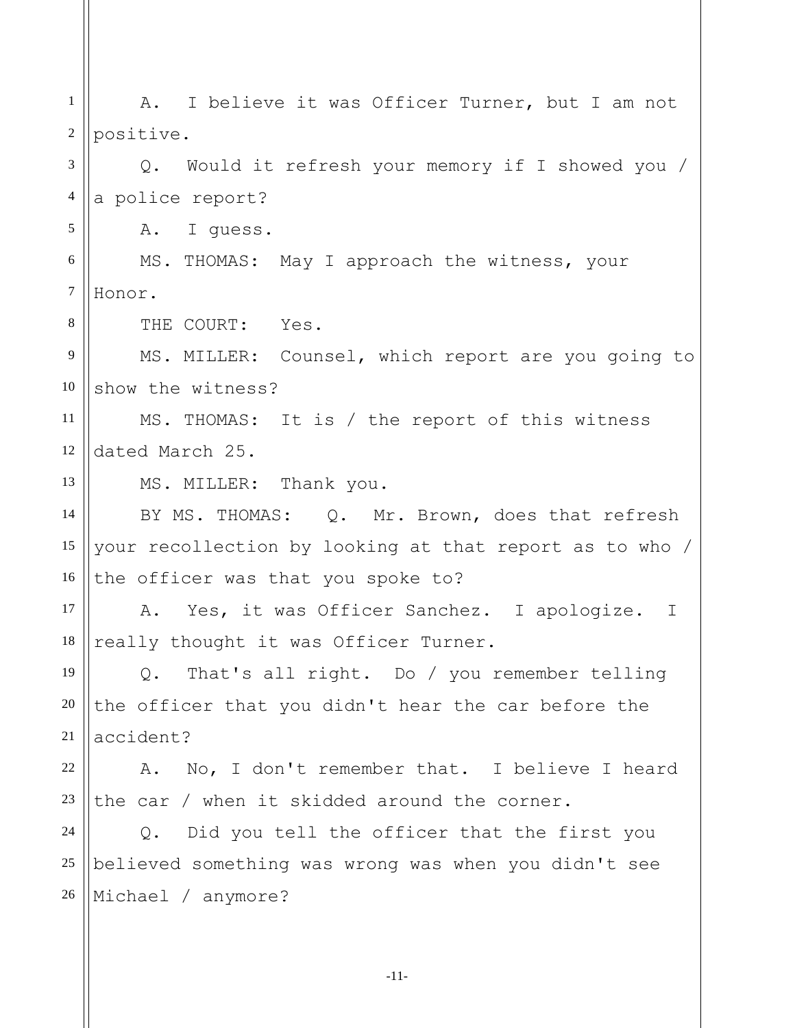A. I believe it was Officer Turner, but I am not positive.

Q. Would it refresh your memory if I showed you / a police report?

A. I guess.

MS. THOMAS: May I approach the witness, your Honor.

THE COURT: Yes.

MS. MILLER: Counsel, which report are you going to show the witness?

MS. THOMAS: It is / the report of this witness dated March 25.

MS. MILLER: Thank you.

BY MS. THOMAS: Q. Mr. Brown, does that refresh your recollection by looking at that report as to who / the officer was that you spoke to?

A. Yes, it was Officer Sanchez. I apologize. I really thought it was Officer Turner.

Q. That's all right. Do / you remember telling the officer that you didn't hear the car before the accident?

A. No, I don't remember that. I believe I heard the car / when it skidded around the corner.

Q. Did you tell the officer that the first you believed something was wrong was when you didn't see Michael / anymore?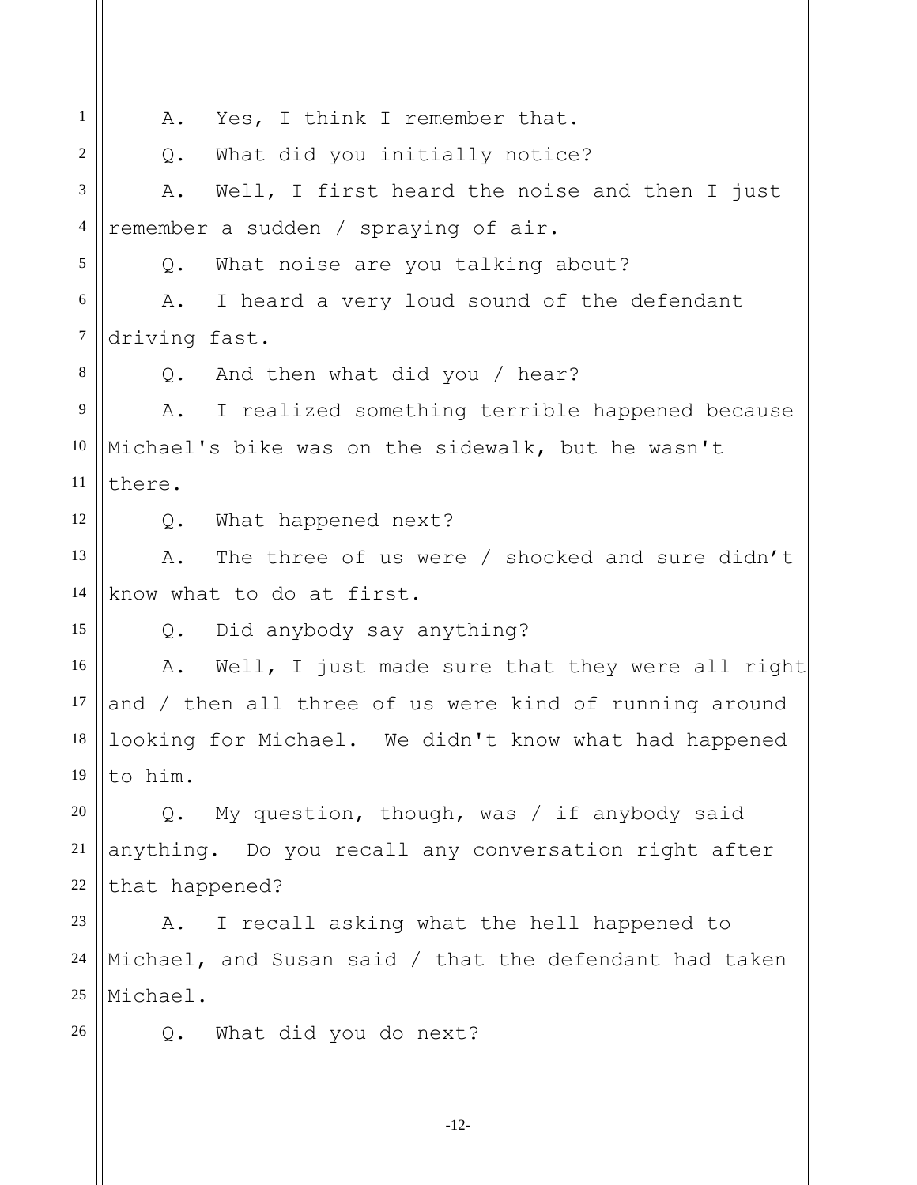A. Yes, I think I remember that.

Q. What did you initially notice?

A. Well, I first heard the noise and then I just remember a sudden / spraying of air.

Q. What noise are you talking about?

A. I heard a very loud sound of the defendant driving fast.

Q. And then what did you / hear?

A. I realized something terrible happened because Michael's bike was on the sidewalk, but he wasn't there.

Q. What happened next?

A. The three of us were / shocked and sure didn't know what to do at first.

Q. Did anybody say anything?

A. Well, I just made sure that they were all right and / then all three of us were kind of running around looking for Michael. We didn't know what had happened to him.

Q. My question, though, was / if anybody said anything. Do you recall any conversation right after that happened?

A. I recall asking what the hell happened to Michael, and Susan said / that the defendant had taken Michael.

Q. What did you do next?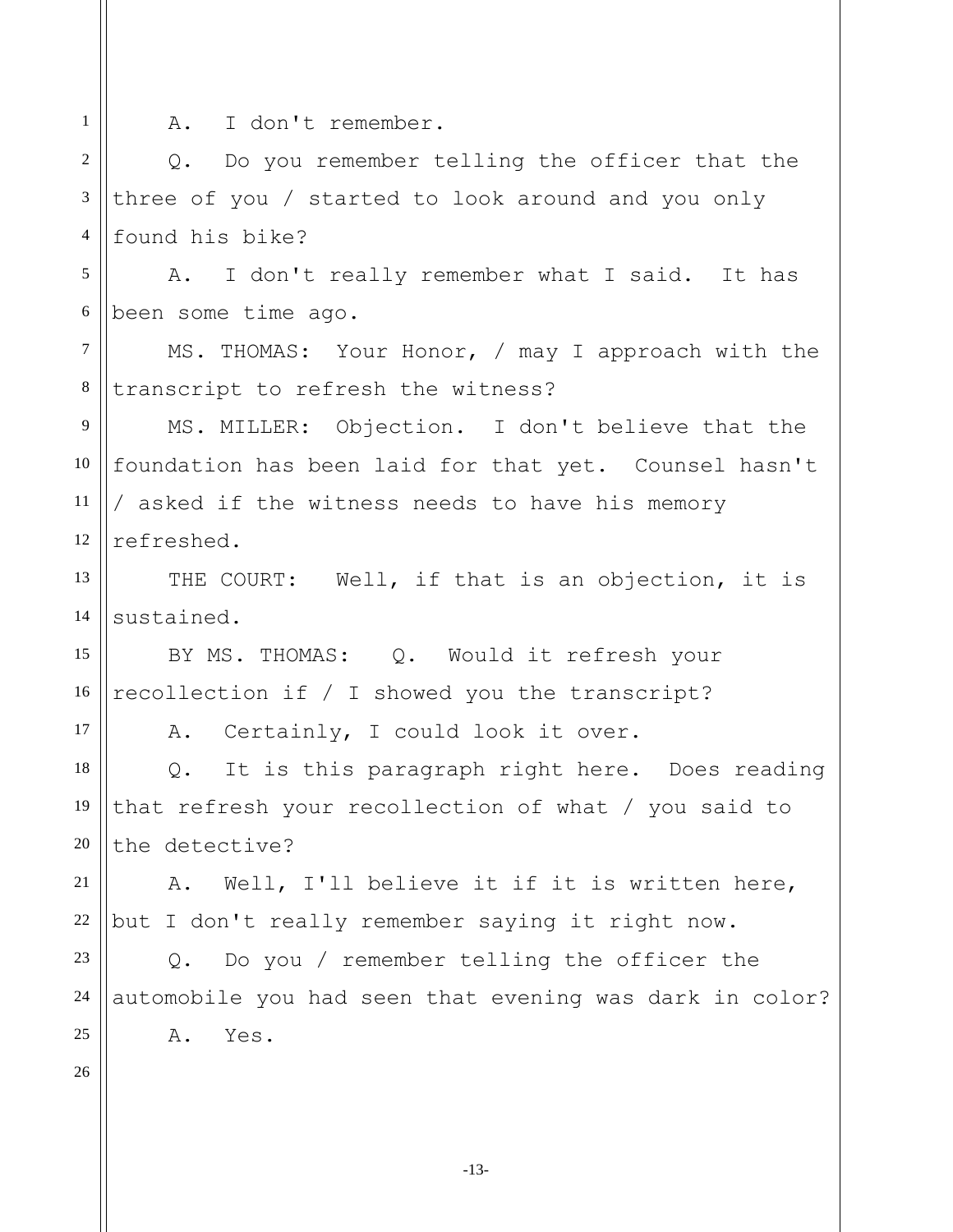A. I don't remember.

Q. Do you remember telling the officer that the three of you / started to look around and you only found his bike?

A. I don't really remember what I said. It has been some time ago.

MS. THOMAS: Your Honor, / may I approach with the transcript to refresh the witness?

MS. MILLER: Objection. I don't believe that the foundation has been laid for that yet. Counsel hasn't / asked if the witness needs to have his memory refreshed.

THE COURT: Well, if that is an objection, it is sustained.

BY MS. THOMAS: Q. Would it refresh your recollection if / I showed you the transcript?

A. Certainly, I could look it over.

Q. It is this paragraph right here. Does reading that refresh your recollection of what / you said to the detective?

A. Well, I'll believe it if it is written here, but I don't really remember saying it right now.

Q. Do you / remember telling the officer the automobile you had seen that evening was dark in color?

A. Yes.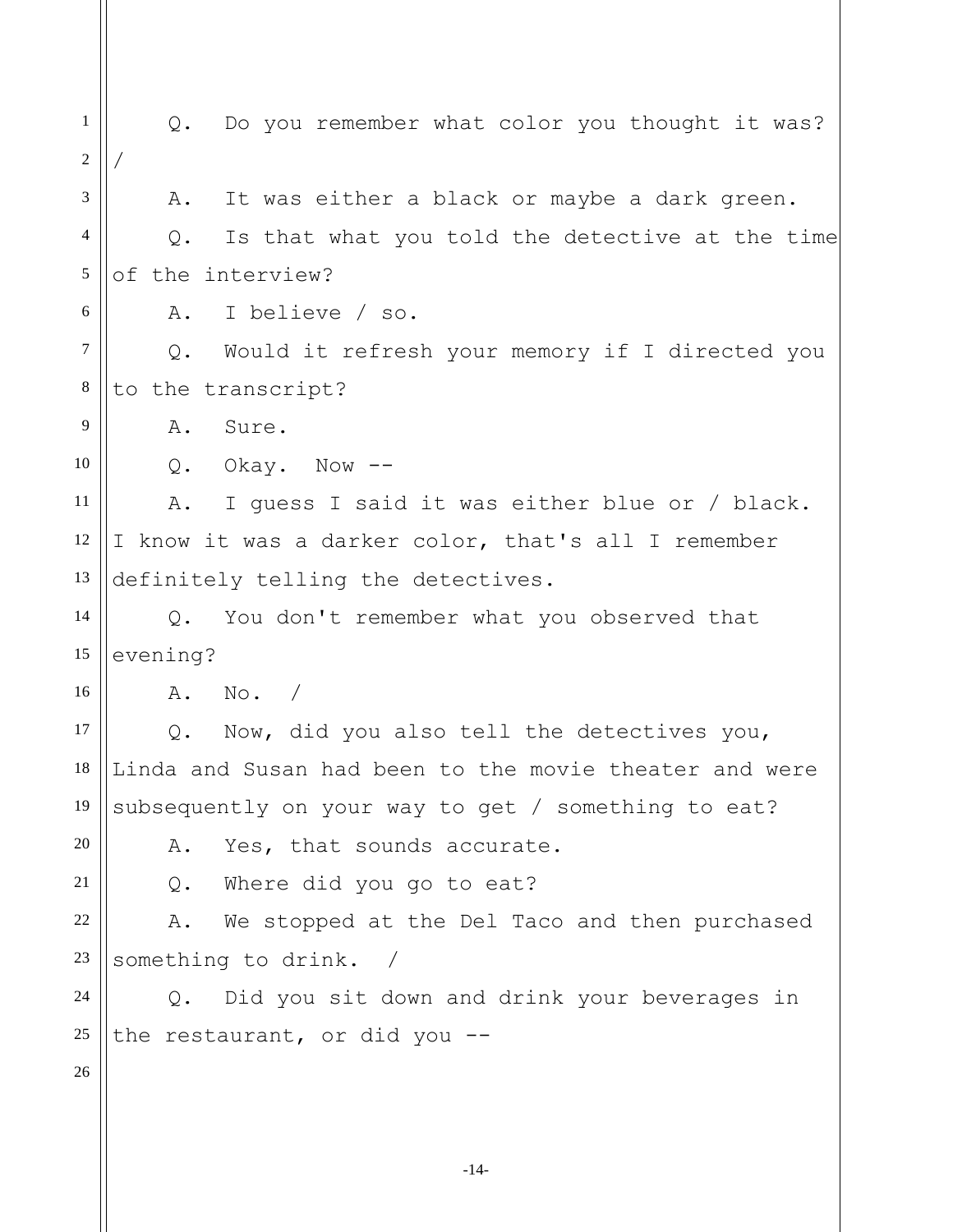Q. Do you remember what color you thought it was?
/

A. It was either a black or maybe a dark green.

Q. Is that what you told the detective at the time of the interview?

A. I believe / so.

Q. Would it refresh your memory if I directed you to the transcript?

A. Sure.

Q. Okay. Now --

A. I guess I said it was either blue or / black. I know it was a darker color, that's all I remember definitely telling the detectives.

Q. You don't remember what you observed that evening?

A. No. /

Q. Now, did you also tell the detectives you, Linda and Susan had been to the movie theater and were subsequently on your way to get / something to eat?

A. Yes, that sounds accurate.

Q. Where did you go to eat?

A. We stopped at the Del Taco and then purchased something to drink. /

Q. Did you sit down and drink your beverages in the restaurant, or did you --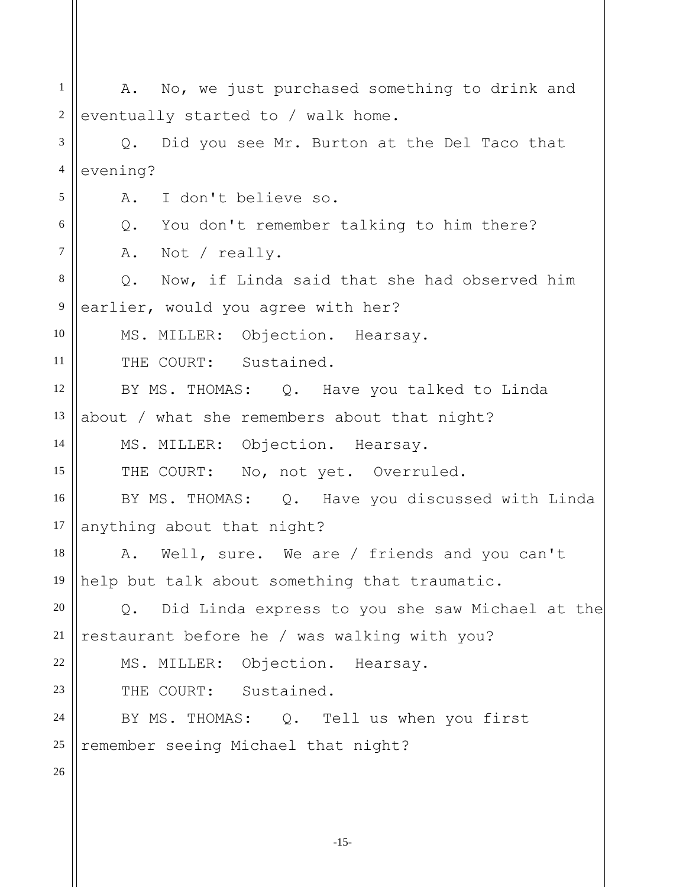A. No, we just purchased something to drink and eventually started to / walk home.

Q. Did you see Mr. Burton at the Del Taco that evening?

A. I don't believe so.

Q. You don't remember talking to him there?

A. Not / really.

Q. Now, if Linda said that she had observed him earlier, would you agree with her?

MS. MILLER: Objection. Hearsay.

THE COURT: Sustained.

BY MS. THOMAS: Q. Have you talked to Linda about / what she remembers about that night?

MS. MILLER: Objection. Hearsay.

THE COURT: No, not yet. Overruled.

BY MS. THOMAS: Q. Have you discussed with Linda anything about that night?

A. Well, sure. We are / friends and you can't help but talk about something that traumatic.

Q. Did Linda express to you she saw Michael at the restaurant before he / was walking with you?

MS. MILLER: Objection. Hearsay.

THE COURT: Sustained.

BY MS. THOMAS: Q. Tell us when you first remember seeing Michael that night?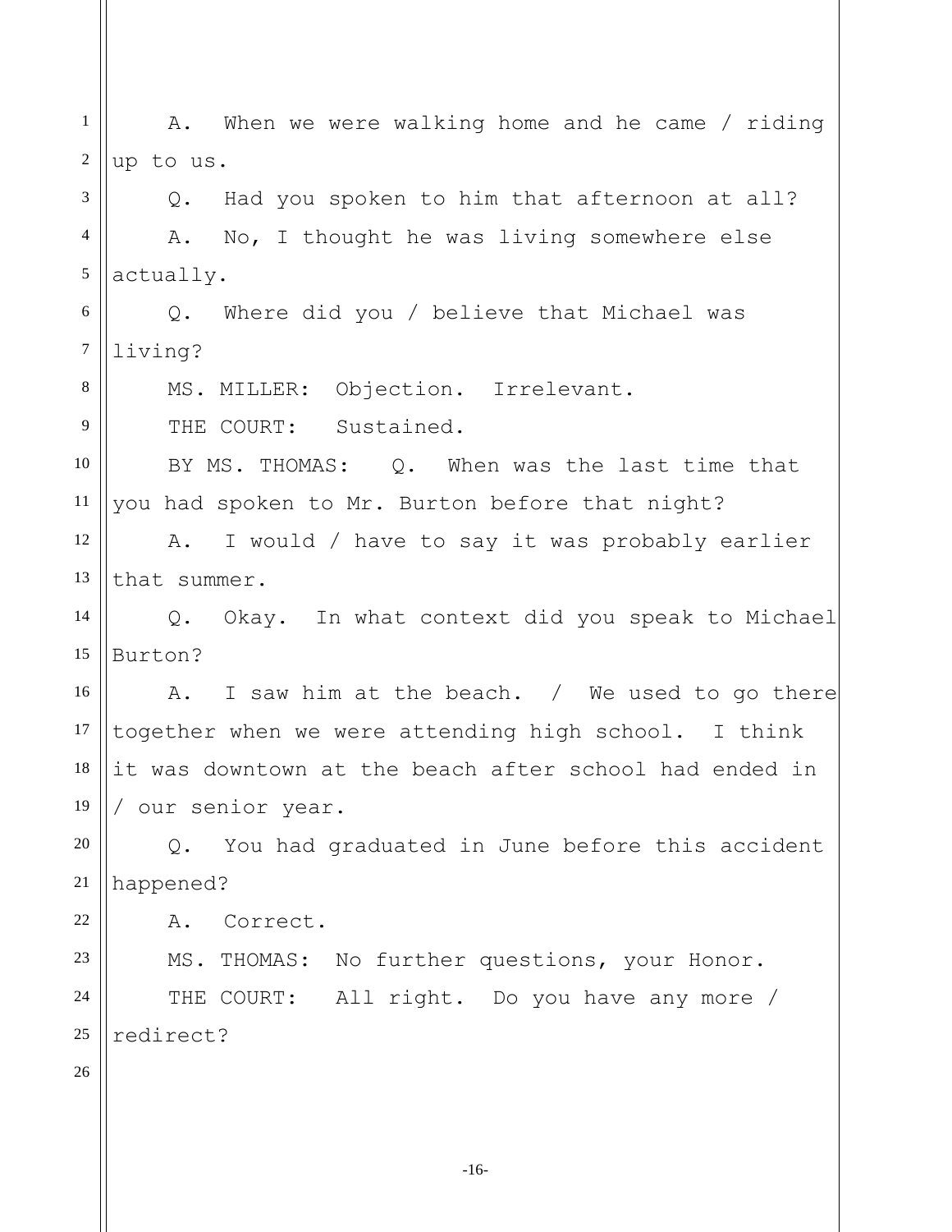A. When we were walking home and he came / riding up to us.

Q. Had you spoken to him that afternoon at all?

A. No, I thought he was living somewhere else actually.

Q. Where did you / believe that Michael was living?

MS. MILLER: Objection. Irrelevant.

THE COURT: Sustained.

BY MS. THOMAS: Q. When was the last time that you had spoken to Mr. Burton before that night?

A. I would / have to say it was probably earlier that summer.

Q. Okay. In what context did you speak to Michael Burton?

A. I saw him at the beach. / We used to go there together when we were attending high school. I think it was downtown at the beach after school had ended in / our senior year.

Q. You had graduated in June before this accident happened?

A. Correct.

MS. THOMAS: No further questions, your Honor.

THE COURT: All right. Do you have any more / redirect?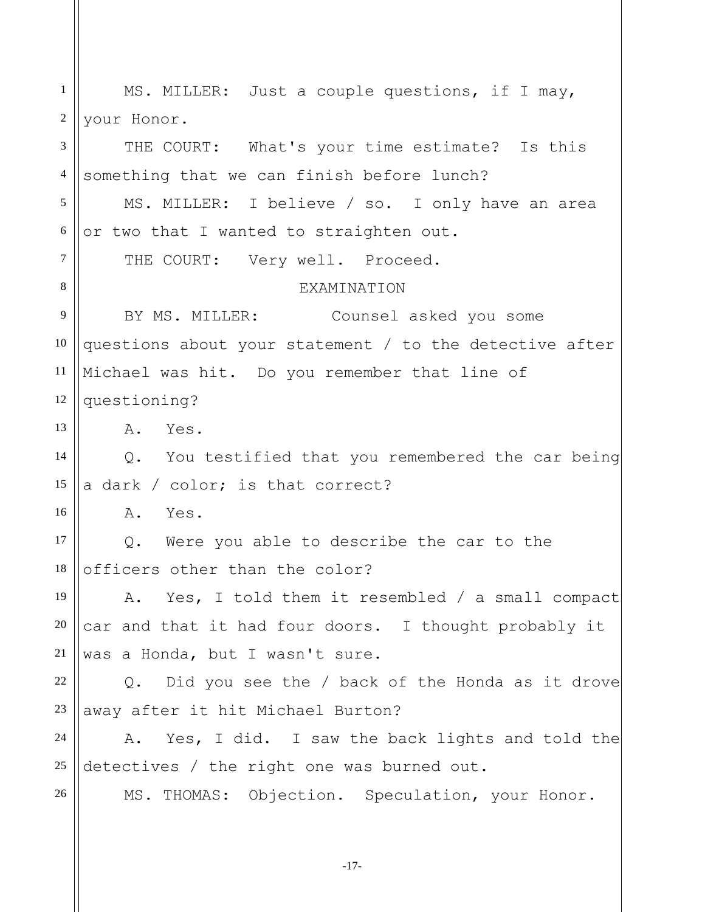MS. MILLER: Just a couple questions, if I may, your Honor.

THE COURT: What's your time estimate? Is this something that we can finish before lunch?

MS. MILLER: I believe / so. I only have an area or two that I wanted to straighten out.

THE COURT: Very well. Proceed.

EXAMINATION

BY MS. MILLER: Counsel asked you some questions about your statement / to the detective after Michael was hit. Do you remember that line of questioning?

A. Yes.

Q. You testified that you remembered the car being a dark / color; is that correct?

A. Yes.

Q. Were you able to describe the car to the officers other than the color?

A. Yes, I told them it resembled / a small compact car and that it had four doors. I thought probably it was a Honda, but I wasn't sure.

Q. Did you see the / back of the Honda as it drove away after it hit Michael Burton?

A. Yes, I did. I saw the back lights and told the detectives / the right one was burned out.

MS. THOMAS: Objection. Speculation, your Honor.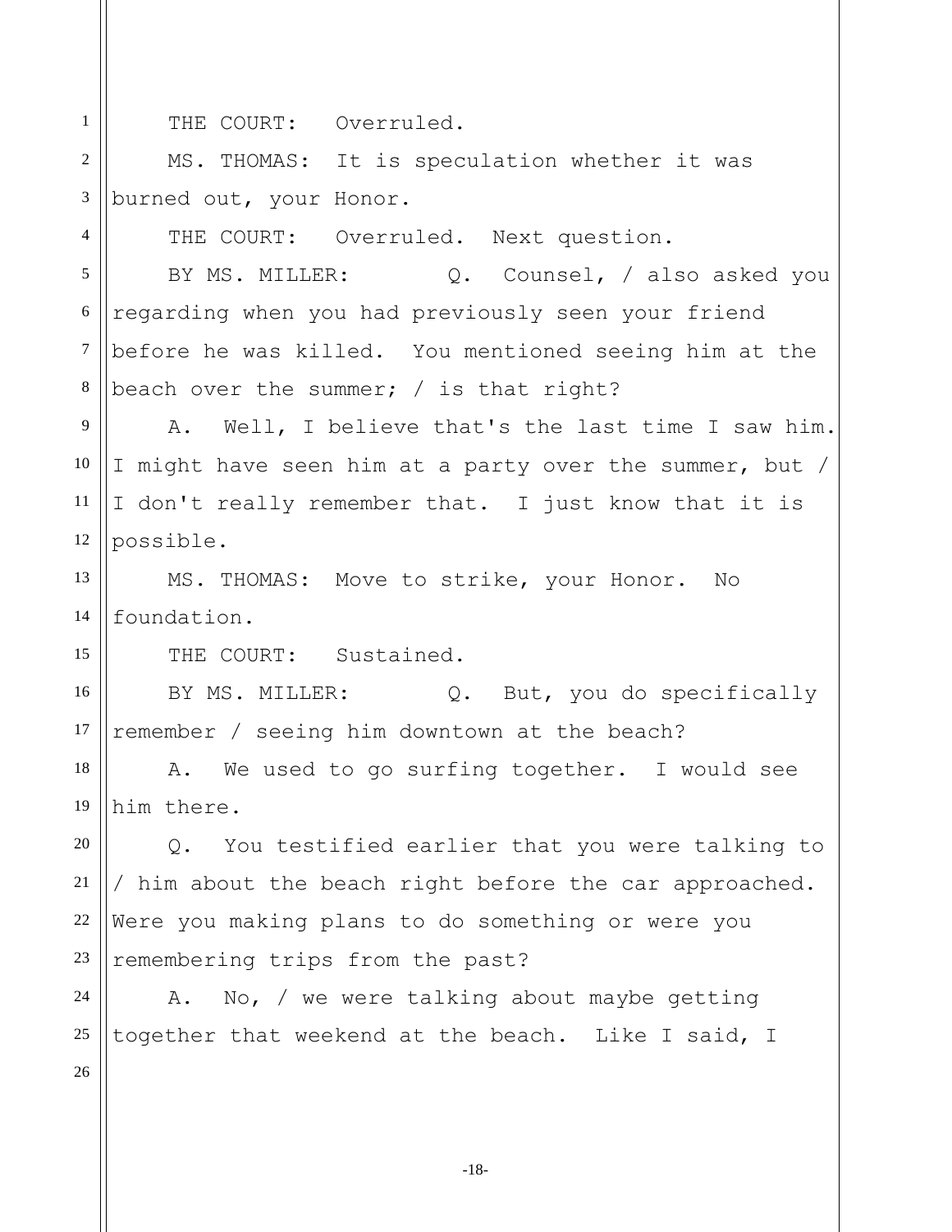THE COURT: Overruled.

MS. THOMAS: It is speculation whether it was burned out, your Honor.

THE COURT: Overruled. Next question.

BY MS. MILLER: Q. Counsel, / also asked you regarding when you had previously seen your friend before he was killed. You mentioned seeing him at the beach over the summer; / is that right?

A. Well, I believe that's the last time I saw him. I might have seen him at a party over the summer, but / I don't really remember that. I just know that it is possible.

MS. THOMAS: Move to strike, your Honor. No foundation.

THE COURT: Sustained.

BY MS. MILLER: Q. But, you do specifically remember / seeing him downtown at the beach?

A. We used to go surfing together. I would see him there.

Q. You testified earlier that you were talking to / him about the beach right before the car approached. Were you making plans to do something or were you remembering trips from the past?

A. No, / we were talking about maybe getting together that weekend at the beach. Like I said, I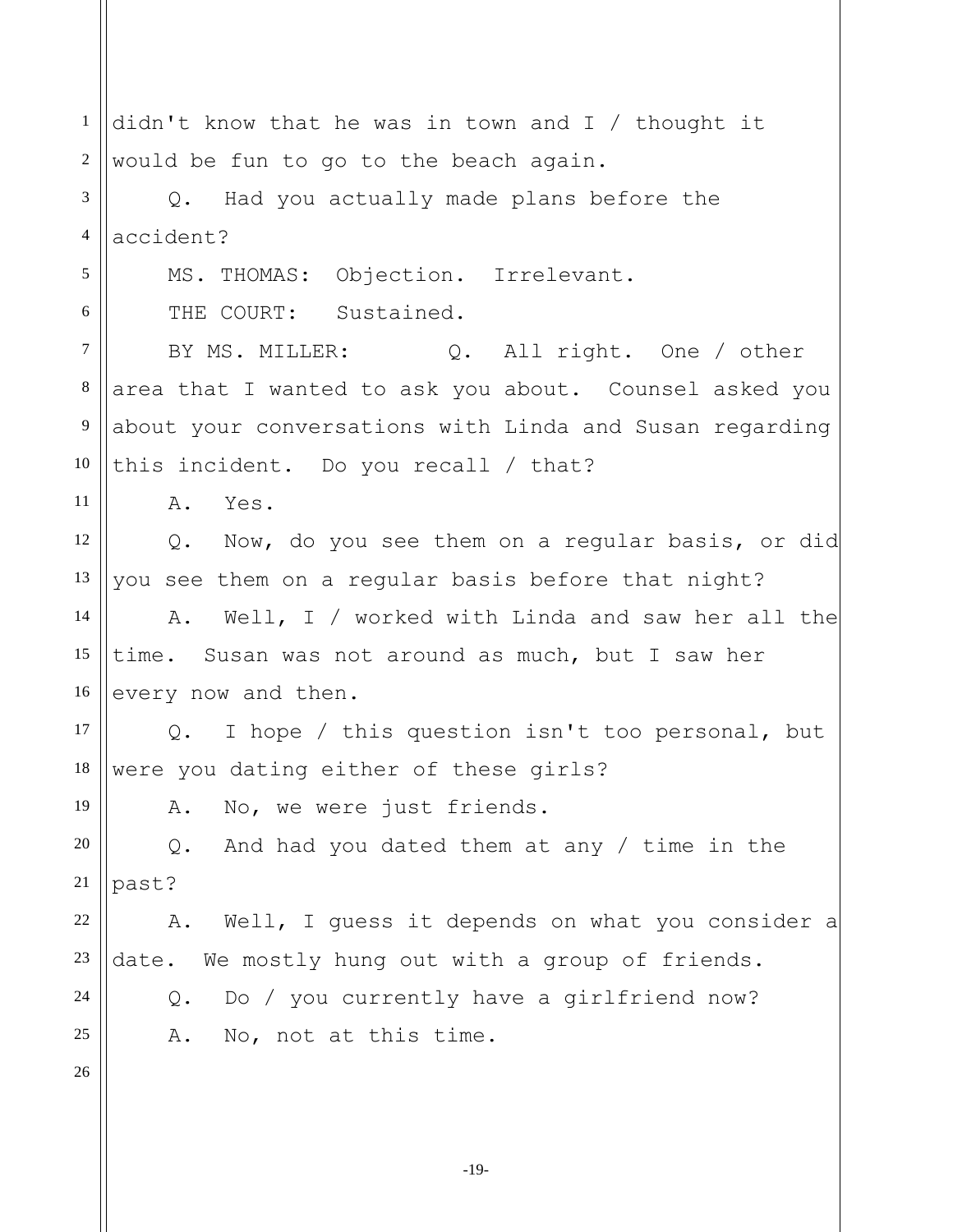didn't know that he was in town and I / thought it would be fun to go to the beach again.

Q. Had you actually made plans before the accident?

MS. THOMAS: Objection. Irrelevant.

THE COURT: Sustained.

BY MS. MILLER: Q. All right. One / other area that I wanted to ask you about. Counsel asked you about your conversations with Linda and Susan regarding this incident. Do you recall / that?

A. Yes.

Q. Now, do you see them on a regular basis, or did you see them on a regular basis before that night?

A. Well, I / worked with Linda and saw her all the time. Susan was not around as much, but I saw her every now and then.

Q. I hope / this question isn't too personal, but were you dating either of these girls?

A. No, we were just friends.

Q. And had you dated them at any / time in the past?

A. Well, I guess it depends on what you consider a date. We mostly hung out with a group of friends.

Q. Do / you currently have a girlfriend now?

A. No, not at this time.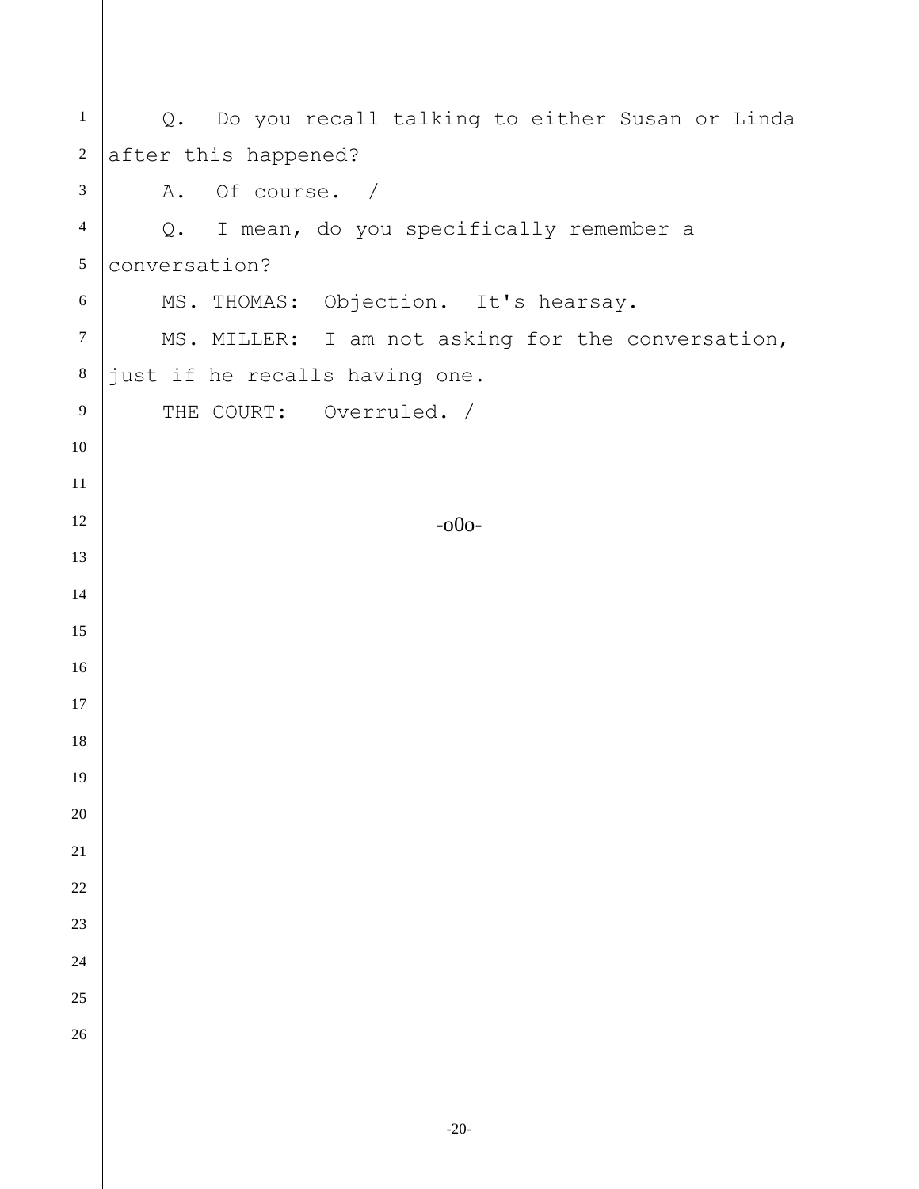Q. Do you recall talking to either Susan or Linda after this happened?

A. Of course. /

Q. I mean, do you specifically remember a conversation?

MS. THOMAS: Objection. It's hearsay.

MS. MILLER: I am not asking for the conversation, just if he recalls having one.

THE COURT: Overruled. /

-o0o-